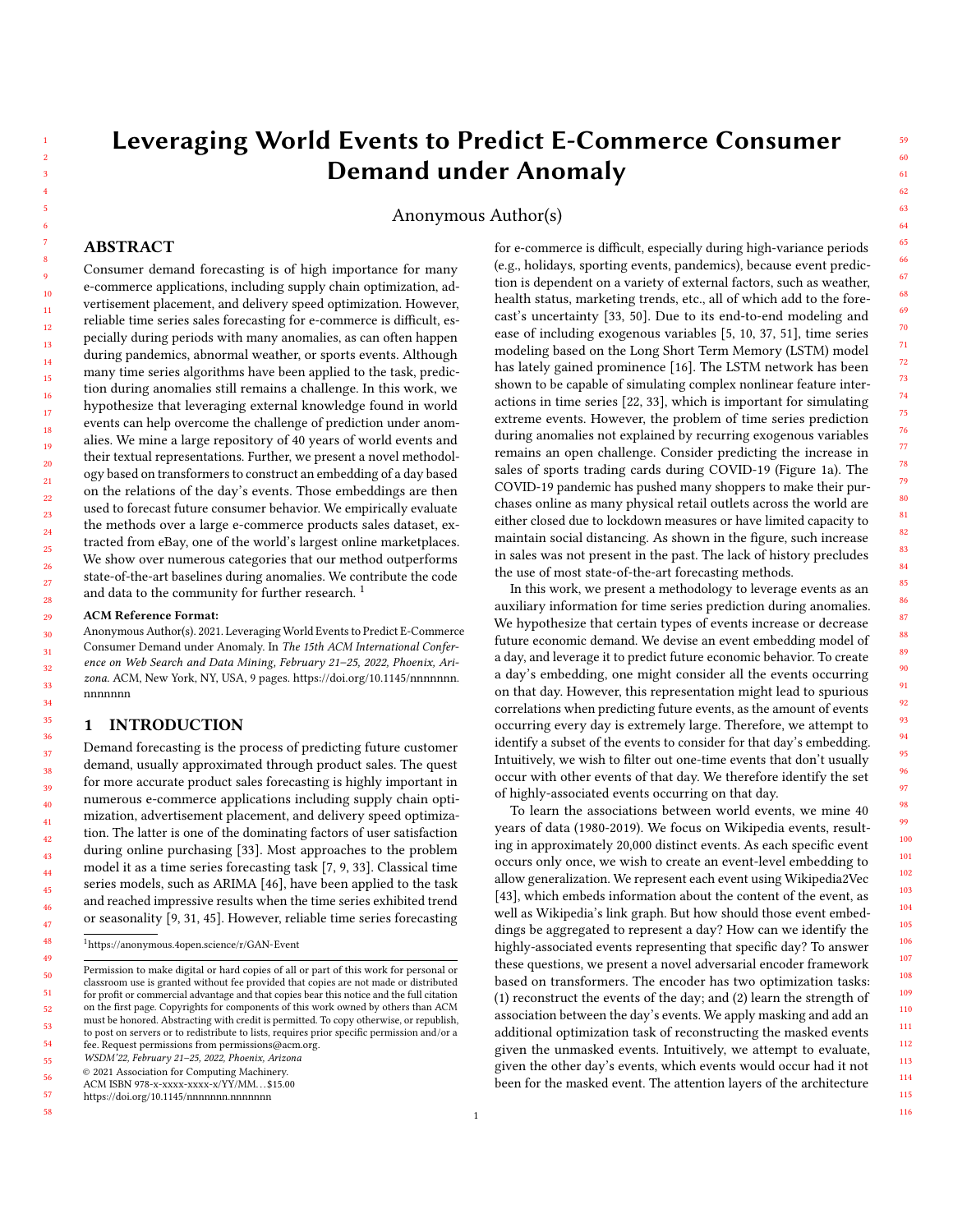# Leveraging World Events to Predict E-Commerce Consumer Demand under Anomaly

Anonymous Author(s)

## ABSTRACT

Consumer demand forecasting is of high importance for many e-commerce applications, including supply chain optimization, advertisement placement, and delivery speed optimization. However, reliable time series sales forecasting for e-commerce is difficult, especially during periods with many anomalies, as can often happen during pandemics, abnormal weather, or sports events. Although many time series algorithms have been applied to the task, prediction during anomalies still remains a challenge. In this work, we hypothesize that leveraging external knowledge found in world events can help overcome the challenge of prediction under anomalies. We mine a large repository of 40 years of world events and their textual representations. Further, we present a novel methodology based on transformers to construct an embedding of a day based on the relations of the day's events. Those embeddings are then used to forecast future consumer behavior. We empirically evaluate the methods over a large e-commerce products sales dataset, extracted from eBay, one of the world's largest online marketplaces. We show over numerous categories that our method outperforms state-of-the-art baselines during anomalies. We contribute the code and data to the community for further research. [1]

**ACM Reference Format:**
Anonymous Author(s). 2021. Leveraging World Events to Predict E-Commerce Consumer Demand under Anomaly. In *The 15th ACM International Conference on Web Search and Data Mining, February 21–25, 2022, Phoenix, Arizona.* ACM, New York, NY, USA, 9 pages. https://doi.org/10.1145/nnnnnnn.nnnnnnn

## 1 INTRODUCTION

Demand forecasting is the process of predicting future customer demand, usually approximated through product sales. The quest for more accurate product sales forecasting is highly important in numerous e-commerce applications including supply chain optimization, advertisement placement, and delivery speed optimization. The latter is one of the dominating factors of user satisfaction during online purchasing [33]. Most approaches to the problem model it as a time series forecasting task [7, 9, 33]. Classical time series models, such as ARIMA [46], have been applied to the task and reached impressive results when the time series exhibited trend or seasonality [9, 31, 45]. However, reliable time series forecasting for e-commerce is difficult, especially during high-variance periods (e.g., holidays, sporting events, pandemics), because event prediction is dependent on a variety of external factors, such as weather, health status, marketing trends, etc., all of which add to the forecast's uncertainty [33, 50]. Due to its end-to-end modeling and ease of including exogenous variables [5, 10, 37, 51], time series modeling based on the Long Short Term Memory (LSTM) model has lately gained prominence [16]. The LSTM network has been shown to be capable of simulating complex nonlinear feature interactions in time series [22, 33], which is important for simulating extreme events. However, the problem of time series prediction during anomalies not explained by recurring exogenous variables remains an open challenge. Consider predicting the increase in sales of sports trading cards during COVID-19 (Figure 1a). The COVID-19 pandemic has pushed many shoppers to make their purchases online as many physical retail outlets across the world are either closed due to lockdown measures or have limited capacity to maintain social distancing. As shown in the figure, such increase in sales was not present in the past. The lack of history precludes the use of most state-of-the-art forecasting methods.

In this work, we present a methodology to leverage events as an auxiliary information for time series prediction during anomalies. We hypothesize that certain types of events increase or decrease future economic demand. We devise an event embedding model of a day, and leverage it to predict future economic behavior. To create a day's embedding, one might consider all the events occurring on that day. However, this representation might lead to spurious correlations when predicting future events, as the amount of events occurring every day is extremely large. Therefore, we attempt to identify a subset of the events to consider for that day's embedding. Intuitively, we wish to filter out one-time events that don't usually occur with other events of that day. We therefore identify the set of highly-associated events occurring on that day.

To learn the associations between world events, we mine 40 years of data (1980-2019). We focus on Wikipedia events, resulting in approximately 20,000 distinct events. As each specific event occurs only once, we wish to create an event-level embedding to allow generalization. We represent each event using Wikipedia2Vec [43], which embeds information about the content of the event, as well as Wikipedia's link graph. But how should those event embeddings be aggregated to represent a day? How can we identify the highly-associated events representing that specific day? To answer these questions, we present a novel adversarial encoder framework based on transformers. The encoder has two optimization tasks: (1) reconstruct the events of the day; and (2) learn the strength of association between the day's events. We apply masking and add an additional optimization task of reconstructing the masked events given the unmasked events. Intuitively, we attempt to evaluate, given the other day's events, which events would occur had it not been for the masked event. The attention layers of the architecture

[1] https://anonymous.4open.science/r/GAN-Event

Permission to make digital or hard copies of all or part of this work for personal or classroom use is granted without fee provided that copies are not made or distributed for profit or commercial advantage and that copies bear this notice and the full citation on the first page. Copyrights for components of this work owned by others than ACM must be honored. Abstracting with credit is permitted. To copy otherwise, or republish, to post on servers or to redistribute to lists, requires prior specific permission and/or a fee. Request permissions from permissions@acm.org.
*WSDM'22, February 21–25, 2022, Phoenix, Arizona*
© 2021 Association for Computing Machinery.
ACM ISBN 978-x-xxxx-xxxx-x/YY/MM...$15.00
https://doi.org/10.1145/nnnnnnn.nnnnnnn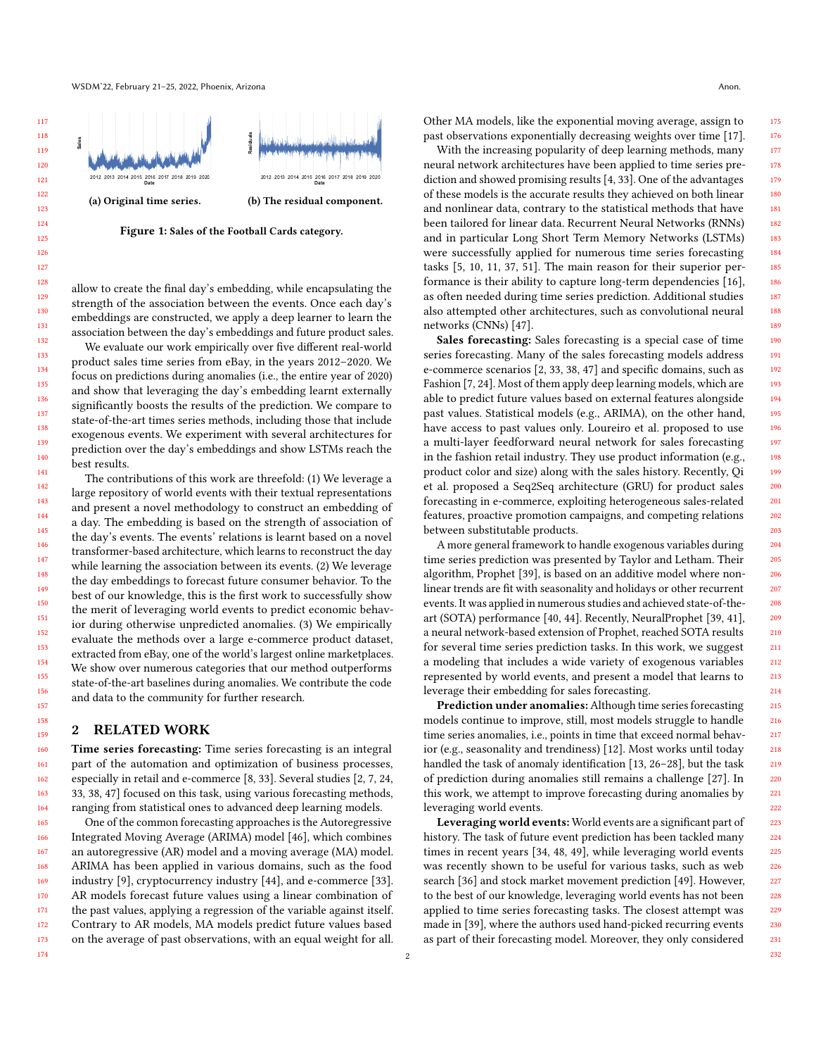(a) Original time series.

(b) The residual component.

Figure 1: Sales of the Football Cards category.

allow to create the final day's embedding, while encapsulating the strength of the association between the events. Once each day's embeddings are constructed, we apply a deep learner to learn the association between the day's embeddings and future product sales.

We evaluate our work empirically over five different real-world product sales time series from eBay, in the years 2012–2020. We focus on predictions during anomalies (i.e., the entire year of 2020) and show that leveraging the day's embedding learnt externally significantly boosts the results of the prediction. We compare to state-of-the-art times series methods, including those that include exogenous events. We experiment with several architectures for prediction over the day's embeddings and show LSTMs reach the best results.

The contributions of this work are threefold: (1) We leverage a large repository of world events with their textual representations and present a novel methodology to construct an embedding of a day. The embedding is based on the strength of association of the day's events. The events' relations is learnt based on a novel transformer-based architecture, which learns to reconstruct the day while learning the association between its events. (2) We leverage the day embeddings to forecast future consumer behavior. To the best of our knowledge, this is the first work to successfully show the merit of leveraging world events to predict economic behavior during otherwise unpredicted anomalies. (3) We empirically evaluate the methods over a large e-commerce product dataset, extracted from eBay, one of the world's largest online marketplaces. We show over numerous categories that our method outperforms state-of-the-art baselines during anomalies. We contribute the code and data to the community for further research.

## 2 RELATED WORK

**Time series forecasting:** Time series forecasting is an integral part of the automation and optimization of business processes, especially in retail and e-commerce [8, 33]. Several studies [2, 7, 24, 33, 38, 47] focused on this task, using various forecasting methods, ranging from statistical ones to advanced deep learning models.

One of the common forecasting approaches is the Autoregressive Integrated Moving Average (ARIMA) model [46], which combines an autoregressive (AR) model and a moving average (MA) model. ARIMA has been applied in various domains, such as the food industry [9], cryptocurrency industry [44], and e-commerce [33]. AR models forecast future values using a linear combination of the past values, applying a regression of the variable against itself. Contrary to AR models, MA models predict future values based on the average of past observations, with an equal weight for all. Other MA models, like the exponential moving average, assign to past observations exponentially decreasing weights over time [17].

With the increasing popularity of deep learning methods, many neural network architectures have been applied to time series prediction and showed promising results [4, 33]. One of the advantages of these models is the accurate results they achieved on both linear and nonlinear data, contrary to the statistical methods that have been tailored for linear data. Recurrent Neural Networks (RNNs) and in particular Long Short Term Memory Networks (LSTMs) were successfully applied for numerous time series forecasting tasks [5, 10, 11, 37, 51]. The main reason for their superior performance is their ability to capture long-term dependencies [16], as often needed during time series prediction. Additional studies also attempted other architectures, such as convolutional neural networks (CNNs) [47].

**Sales forecasting:** Sales forecasting is a special case of time series forecasting. Many of the sales forecasting models address e-commerce scenarios [2, 33, 38, 47] and specific domains, such as Fashion [7, 24]. Most of them apply deep learning models, which are able to predict future values based on external features alongside past values. Statistical models (e.g., ARIMA), on the other hand, have access to past values only. Loureiro et al. proposed to use a multi-layer feedforward neural network for sales forecasting in the fashion retail industry. They use product information (e.g., product color and size) along with the sales history. Recently, Qi et al. proposed a Seq2Seq architecture (GRU) for product sales forecasting in e-commerce, exploiting heterogeneous sales-related features, proactive promotion campaigns, and competing relations between substitutable products.

A more general framework to handle exogenous variables during time series prediction was presented by Taylor and Letham. Their algorithm, Prophet [39], is based on an additive model where nonlinear trends are fit with seasonality and holidays or other recurrent events. It was applied in numerous studies and achieved state-of-the-art (SOTA) performance [40, 44]. Recently, NeuralProphet [39, 41], a neural network-based extension of Prophet, reached SOTA results for several time series prediction tasks. In this work, we suggest a modeling that includes a wide variety of exogenous variables represented by world events, and present a model that learns to leverage their embedding for sales forecasting.

**Prediction under anomalies:** Although time series forecasting models continue to improve, still, most models struggle to handle time series anomalies, i.e., points in time that exceed normal behavior (e.g., seasonality and trendiness) [12]. Most works until today handled the task of anomaly identification [13, 26–28], but the task of prediction during anomalies still remains a challenge [27]. In this work, we attempt to improve forecasting during anomalies by leveraging world events.

**Leveraging world events:** World events are a significant part of history. The task of future event prediction has been tackled many times in recent years [34, 48, 49], while leveraging world events was recently shown to be useful for various tasks, such as web search [36] and stock market movement prediction [49]. However, to the best of our knowledge, leveraging world events has not been applied to time series forecasting tasks. The closest attempt was made in [39], where the authors used hand-picked recurring events as part of their forecasting model. Moreover, they only considered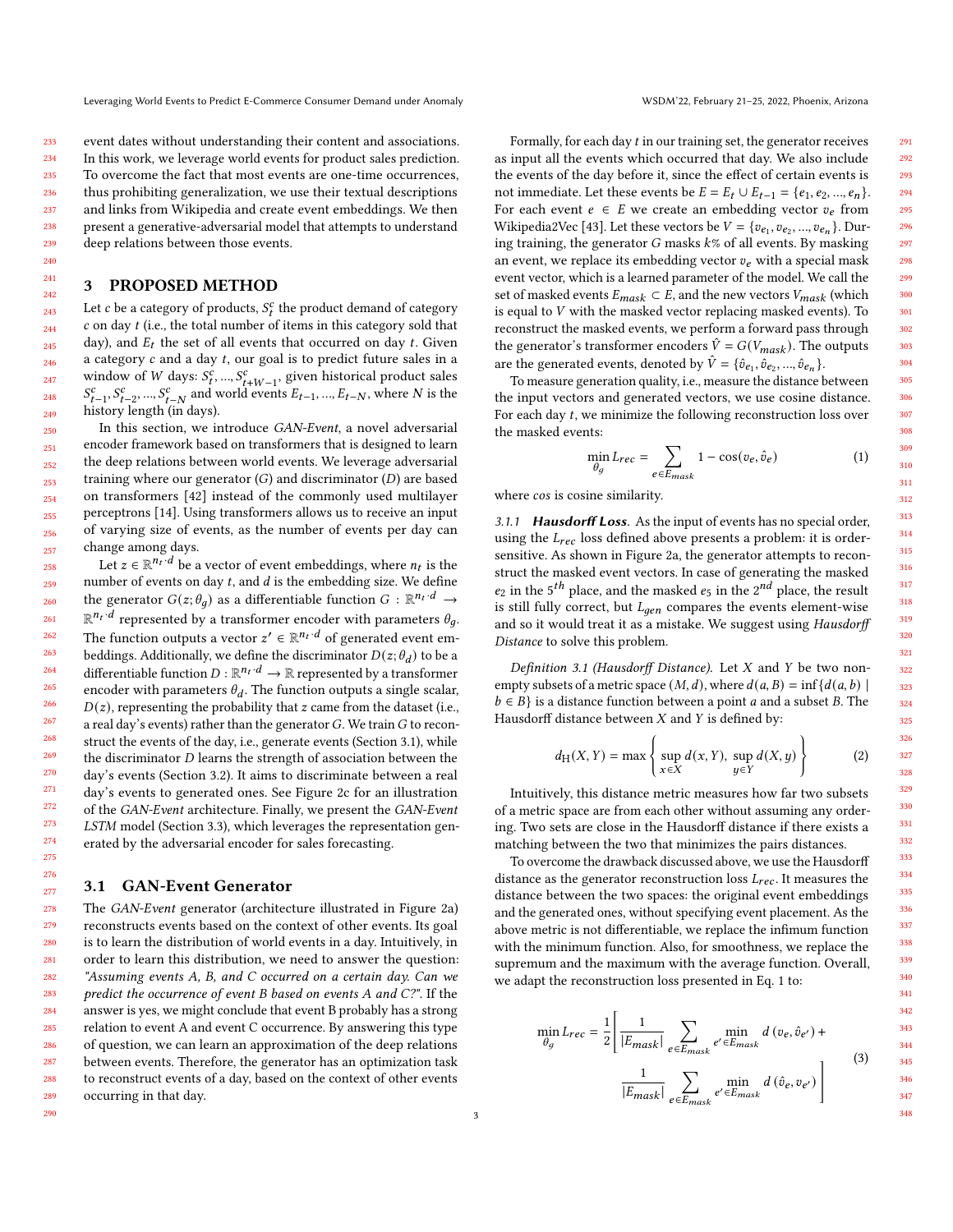event dates without understanding their content and associations. In this work, we leverage world events for product sales prediction. To overcome the fact that most events are one-time occurrences, thus prohibiting generalization, we use their textual descriptions and links from Wikipedia and create event embeddings. We then present a generative-adversarial model that attempts to understand deep relations between those events.

## 3 PROPOSED METHOD

Let $c$ be a category of products, $S_t^c$ the product demand of category $c$ on day $t$ (i.e., the total number of items in this category sold that day), and $E_t$ the set of all events that occurred on day $t$. Given a category $c$ and a day $t$, our goal is to predict future sales in a window of $W$ days: $S_t^c, ..., S_{t+W-1}^c$, given historical product sales $S_{t-1}^c, S_{t-2}^c, ..., S_{t-N}^c$ and world events $E_{t-1}, ..., E_{t-N}$, where $N$ is the history length (in days).

In this section, we introduce *GAN-Event*, a novel adversarial encoder framework based on transformers that is designed to learn the deep relations between world events. We leverage adversarial training where our generator ($G$) and discriminator ($D$) are based on transformers [42] instead of the commonly used multilayer perceptrons [14]. Using transformers allows us to receive an input of varying size of events, as the number of events per day can change among days.

Let $z \in \mathbb{R}^{n_t \cdot d}$ be a vector of event embeddings, where $n_t$ is the number of events on day $t$, and $d$ is the embedding size. We define the generator $G(z; \theta_g)$ as a differentiable function $G : \mathbb{R}^{n_t \cdot d} \rightarrow \mathbb{R}^{n_t \cdot d}$ represented by a transformer encoder with parameters $\theta_g$. The function outputs a vector $z' \in \mathbb{R}^{n_t \cdot d}$ of generated event embeddings. Additionally, we define the discriminator $D(z; \theta_d)$ to be a differentiable function $D : \mathbb{R}^{n_t \cdot d} \rightarrow \mathbb{R}$ represented by a transformer encoder with parameters $\theta_d$. The function outputs a single scalar, $D(z)$, representing the probability that $z$ came from the dataset (i.e., a real day's events) rather than the generator $G$. We train $G$ to reconstruct the events of the day, i.e., generate events (Section 3.1), while the discriminator $D$ learns the strength of association between the day's events (Section 3.2). It aims to discriminate between a real day's events to generated ones. See Figure 2c for an illustration of the *GAN-Event* architecture. Finally, we present the *GAN-Event LSTM* model (Section 3.3), which leverages the representation generated by the adversarial encoder for sales forecasting.

### 3.1 GAN-Event Generator

The *GAN-Event* generator (architecture illustrated in Figure 2a) reconstructs events based on the context of other events. Its goal is to learn the distribution of world events in a day. Intuitively, in order to learn this distribution, we need to answer the question: *"Assuming events A, B, and C occurred on a certain day. Can we predict the occurrence of event B based on events A and C?"*. If the answer is yes, we might conclude that event B probably has a strong relation to event A and event C occurrence. By answering this type of question, we can learn an approximation of the deep relations between events. Therefore, the generator has an optimization task to reconstruct events of a day, based on the context of other events occurring in that day.

Formally, for each day $t$ in our training set, the generator receives as input all the events which occurred that day. We also include the events of the day before it, since the effect of certain events is not immediate. Let these events be $E = E_t \cup E_{t-1} = \{e_1, e_2, ..., e_n\}$. For each event $e \in E$ we create an embedding vector $v_e$ from Wikipedia2Vec [43]. Let these vectors be $V = \{v_{e_1}, v_{e_2}, ..., v_{e_n}\}$. During training, the generator $G$ masks $k$% of all events. By masking an event, we replace its embedding vector $v_e$ with a special mask event vector, which is a learned parameter of the model. We call the set of masked events $E_{mask} \subset E$, and the new vectors $V_{mask}$ (which is equal to $V$ with the masked vector replacing masked events). To reconstruct the masked events, we perform a forward pass through the generator's transformer encoders $\hat{V} = G(V_{mask})$. The outputs are the generated events, denoted by $\hat{V} = \{\hat{v}_{e_1}, \hat{v}_{e_2}, ..., \hat{v}_{e_n}\}$.

To measure generation quality, i.e., measure the distance between the input vectors and generated vectors, we use cosine distance. For each day $t$, we minimize the following reconstruction loss over the masked events:

$$\min_{\theta_g} L_{rec} = \sum_{e \in E_{mask}} 1 - \cos(v_e, \hat{v}_e) \tag{1}$$

where *cos* is cosine similarity.

*3.1.1* ***Hausdorff Loss.*** As the input of events has no special order, using the $L_{rec}$ loss defined above presents a problem: it is order-sensitive. As shown in Figure 2a, the generator attempts to reconstruct the masked event vectors. In case of generating the masked $e_2$ in the $5^{th}$ place, and the masked $e_5$ in the $2^{nd}$ place, the result is still fully correct, but $L_{gen}$ compares the events element-wise and so it would treat it as a mistake. We suggest using *Hausdorff Distance* to solve this problem.

*Definition 3.1 (Hausdorff Distance).* Let $X$ and $Y$ be two non-empty subsets of a metric space $(M, d)$, where $d(a, B) = \inf\{d(a, b) \mid b \in B\}$ is a distance function between a point $a$ and a subset $B$. The Hausdorff distance between $X$ and $Y$ is defined by:

$$d_{\mathrm{H}}(X, Y) = \max\left\{ \sup_{x \in X} d(x, Y),\ \sup_{y \in Y} d(X, y) \right\} \tag{2}$$

Intuitively, this distance metric measures how far two subsets of a metric space are from each other without assuming any ordering. Two sets are close in the Hausdorff distance if there exists a matching between the two that minimizes the pairs distances.

To overcome the drawback discussed above, we use the Hausdorff distance as the generator reconstruction loss $L_{rec}$. It measures the distance between the two spaces: the original event embeddings and the generated ones, without specifying event placement. As the above metric is not differentiable, we replace the infimum function with the minimum function. Also, for smoothness, we replace the supremum and the maximum with the average function. Overall, we adapt the reconstruction loss presented in Eq. 1 to:

$$\min_{\theta_g} L_{rec} = \frac{1}{2}\left[ \frac{1}{|E_{mask}|} \sum_{e \in E_{mask}} \min_{e' \in E_{mask}} d\left(v_e, \hat{v}_{e'}\right) + \frac{1}{|E_{mask}|} \sum_{e \in E_{mask}} \min_{e' \in E_{mask}} d\left(\hat{v}_e, v_{e'}\right) \right] \tag{3}$$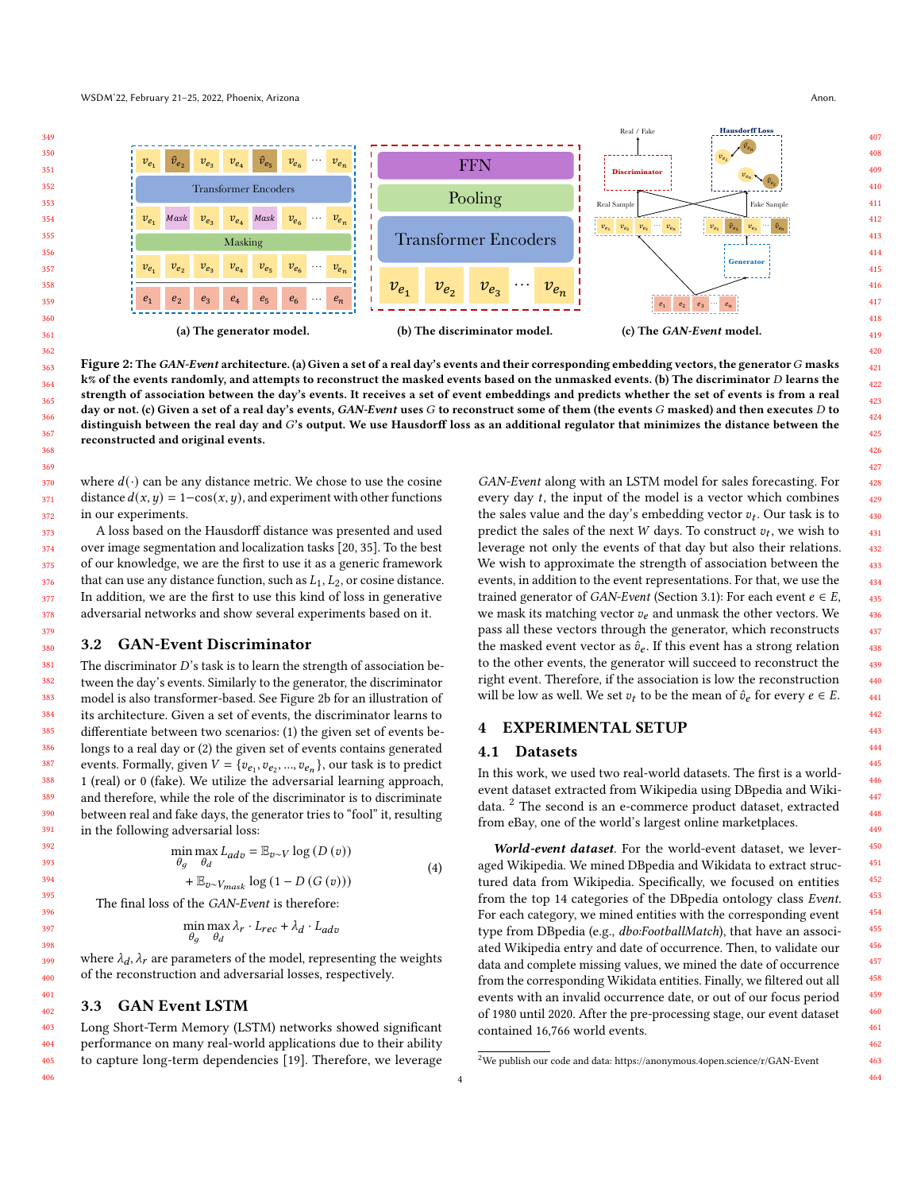(a) The generator model.

(b) The discriminator model.

(c) The *GAN-Event* model.

**Figure 2: The *GAN-Event* architecture. (a) Given a set of a real day's events and their corresponding embedding vectors, the generator $G$ masks k% of the events randomly, and attempts to reconstruct the masked events based on the unmasked events. (b) The discriminator $D$ learns the strength of association between the day's events. It receives a set of event embeddings and predicts whether the set of events is from a real day or not. (c) Given a set of a real day's events, *GAN-Event* uses $G$ to reconstruct some of them (the events $G$ masked) and then executes $D$ to distinguish between the real day and $G$'s output. We use Hausdorff loss as an additional regulator that minimizes the distance between the reconstructed and original events.**

where $d(\cdot)$ can be any distance metric. We chose to use the cosine distance $d(x, y) = 1 - \cos(x, y)$, and experiment with other functions in our experiments.

A loss based on the Hausdorff distance was presented and used over image segmentation and localization tasks [20, 35]. To the best of our knowledge, we are the first to use it as a generic framework that can use any distance function, such as $L_1$, $L_2$, or cosine distance. In addition, we are the first to use this kind of loss in generative adversarial networks and show several experiments based on it.

## 3.2 GAN-Event Discriminator

The discriminator $D$'s task is to learn the strength of association between the day's events. Similarly to the generator, the discriminator model is also transformer-based. See Figure 2b for an illustration of its architecture. Given a set of events, the discriminator learns to differentiate between two scenarios: (1) the given set of events belongs to a real day or (2) the given set of events contains generated events. Formally, given $V = \{v_{e_1}, v_{e_2}, ..., v_{e_n}\}$, our task is to predict 1 (real) or 0 (fake). We utilize the adversarial learning approach, and therefore, while the role of the discriminator is to discriminate between real and fake days, the generator tries to "fool" it, resulting in the following adversarial loss:

$$\min_{\theta_g} \max_{\theta_d} L_{adv} = \mathbb{E}_{v \sim V} \log(D(v)) + \mathbb{E}_{v \sim V_{mask}} \log(1 - D(G(v))) \tag{4}$$

The final loss of the *GAN-Event* is therefore:

$$\min_{\theta_g} \max_{\theta_d} \lambda_r \cdot L_{rec} + \lambda_d \cdot L_{adv}$$

where $\lambda_d, \lambda_r$ are parameters of the model, representing the weights of the reconstruction and adversarial losses, respectively.

## 3.3 GAN Event LSTM

Long Short-Term Memory (LSTM) networks showed significant performance on many real-world applications due to their ability to capture long-term dependencies [19]. Therefore, we leverage *GAN-Event* along with an LSTM model for sales forecasting. For every day $t$, the input of the model is a vector which combines the sales value and the day's embedding vector $v_t$. Our task is to predict the sales of the next $W$ days. To construct $v_t$, we wish to leverage not only the events of that day but also their relations. We wish to approximate the strength of association between the events, in addition to the event representations. For that, we use the trained generator of *GAN-Event* (Section 3.1): For each event $e \in E$, we mask its matching vector $v_e$ and unmask the other vectors. We pass all these vectors through the generator, which reconstructs the masked event vector as $\hat{v}_e$. If this event has a strong relation to the other events, the generator will succeed to reconstruct the right event. Therefore, if the association is low the reconstruction will be low as well. We set $v_t$ to be the mean of $\hat{v}_e$ for every $e \in E$.

# 4 EXPERIMENTAL SETUP

## 4.1 Datasets

In this work, we used two real-world datasets. The first is a world-event dataset extracted from Wikipedia using DBpedia and Wikidata. [2] The second is an e-commerce product dataset, extracted from eBay, one of the world's largest online marketplaces.

***World-event dataset***. For the world-event dataset, we leveraged Wikipedia. We mined DBpedia and Wikidata to extract structured data from Wikipedia. Specifically, we focused on entities from the top 14 categories of the DBpedia ontology class *Event*. For each category, we mined entities with the corresponding event type from DBpedia (e.g., *dbo:FootballMatch*), that have an associated Wikipedia entry and date of occurrence. Then, to validate our data and complete missing values, we mined the date of occurrence from the corresponding Wikidata entities. Finally, we filtered out all events with an invalid occurrence date, or out of our focus period of 1980 until 2020. After the pre-processing stage, our event dataset contained 16,766 world events.

[2] We publish our code and data: https://anonymous.4open.science/r/GAN-Event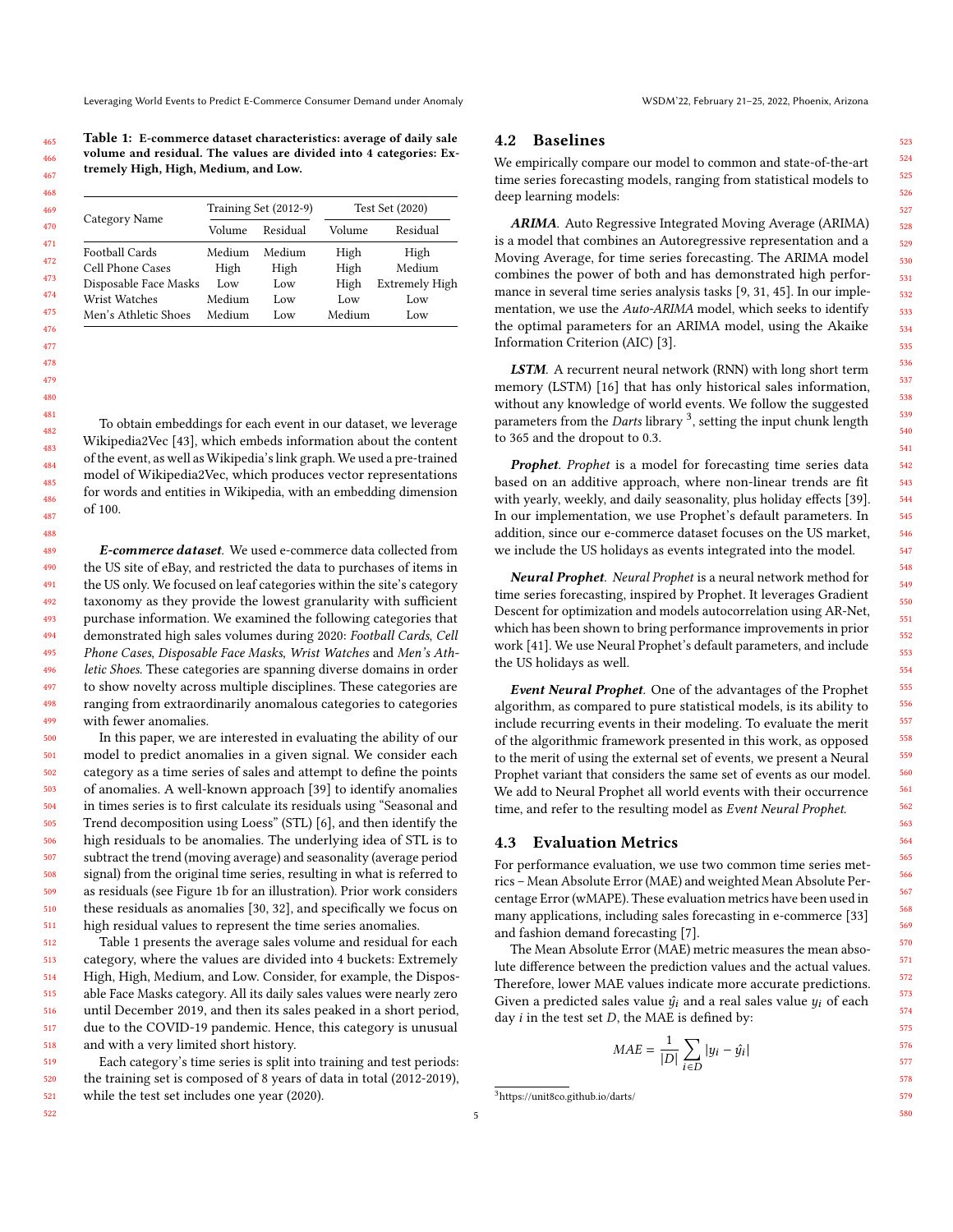Table 1: E-commerce dataset characteristics: average of daily sale volume and residual. The values are divided into 4 categories: Extremely High, High, Medium, and Low.

| Category Name | Training Set (2012-9) | | Test Set (2020) | |
|---|---|---|---|---|
| | Volume | Residual | Volume | Residual |
| Football Cards | Medium | Medium | High | High |
| Cell Phone Cases | High | High | High | Medium |
| Disposable Face Masks | Low | Low | High | Extremely High |
| Wrist Watches | Medium | Low | Low | Low |
| Men's Athletic Shoes | Medium | Low | Medium | Low |

To obtain embeddings for each event in our dataset, we leverage Wikipedia2Vec [43], which embeds information about the content of the event, as well as Wikipedia's link graph. We used a pre-trained model of Wikipedia2Vec, which produces vector representations for words and entities in Wikipedia, with an embedding dimension of 100.

***E-commerce dataset***. We used e-commerce data collected from the US site of eBay, and restricted the data to purchases of items in the US only. We focused on leaf categories within the site's category taxonomy as they provide the lowest granularity with sufficient purchase information. We examined the following categories that demonstrated high sales volumes during 2020: *Football Cards*, *Cell Phone Cases*, *Disposable Face Masks*, *Wrist Watches* and *Men's Athletic Shoes*. These categories are spanning diverse domains in order to show novelty across multiple disciplines. These categories are ranging from extraordinarily anomalous categories to categories with fewer anomalies.

In this paper, we are interested in evaluating the ability of our model to predict anomalies in a given signal. We consider each category as a time series of sales and attempt to define the points of anomalies. A well-known approach [39] to identify anomalies in times series is to first calculate its residuals using "Seasonal and Trend decomposition using Loess" (STL) [6], and then identify the high residuals to be anomalies. The underlying idea of STL is to subtract the trend (moving average) and seasonality (average period signal) from the original time series, resulting in what is referred to as residuals (see Figure 1b for an illustration). Prior work considers these residuals as anomalies [30, 32], and specifically we focus on high residual values to represent the time series anomalies.

Table 1 presents the average sales volume and residual for each category, where the values are divided into 4 buckets: Extremely High, High, Medium, and Low. Consider, for example, the Disposable Face Masks category. All its daily sales values were nearly zero until December 2019, and then its sales peaked in a short period, due to the COVID-19 pandemic. Hence, this category is unusual and with a very limited short history.

Each category's time series is split into training and test periods: the training set is composed of 8 years of data in total (2012-2019), while the test set includes one year (2020).

## 4.2 Baselines

We empirically compare our model to common and state-of-the-art time series forecasting models, ranging from statistical models to deep learning models:

***ARIMA***. Auto Regressive Integrated Moving Average (ARIMA) is a model that combines an Autoregressive representation and a Moving Average, for time series forecasting. The ARIMA model combines the power of both and has demonstrated high performance in several time series analysis tasks [9, 31, 45]. In our implementation, we use the *Auto-ARIMA* model, which seeks to identify the optimal parameters for an ARIMA model, using the Akaike Information Criterion (AIC) [3].

***LSTM***. A recurrent neural network (RNN) with long short term memory (LSTM) [16] that has only historical sales information, without any knowledge of world events. We follow the suggested parameters from the *Darts* library [3], setting the input chunk length to 365 and the dropout to 0.3.

***Prophet***. *Prophet* is a model for forecasting time series data based on an additive approach, where non-linear trends are fit with yearly, weekly, and daily seasonality, plus holiday effects [39]. In our implementation, we use Prophet's default parameters. In addition, since our e-commerce dataset focuses on the US market, we include the US holidays as events integrated into the model.

***Neural Prophet***. *Neural Prophet* is a neural network method for time series forecasting, inspired by Prophet. It leverages Gradient Descent for optimization and models autocorrelation using AR-Net, which has been shown to bring performance improvements in prior work [41]. We use Neural Prophet's default parameters, and include the US holidays as well.

***Event Neural Prophet***. One of the advantages of the Prophet algorithm, as compared to pure statistical models, is its ability to include recurring events in their modeling. To evaluate the merit of the algorithmic framework presented in this work, as opposed to the merit of using the external set of events, we present a Neural Prophet variant that considers the same set of events as our model. We add to Neural Prophet all world events with their occurrence time, and refer to the resulting model as *Event Neural Prophet*.

## 4.3 Evaluation Metrics

For performance evaluation, we use two common time series metrics – Mean Absolute Error (MAE) and weighted Mean Absolute Percentage Error (wMAPE). These evaluation metrics have been used in many applications, including sales forecasting in e-commerce [33] and fashion demand forecasting [7].

The Mean Absolute Error (MAE) metric measures the mean absolute difference between the prediction values and the actual values. Therefore, lower MAE values indicate more accurate predictions. Given a predicted sales value $\hat{y_i}$ and a real sales value $y_i$ of each day $i$ in the test set $D$, the MAE is defined by:

$$MAE = \frac{1}{|D|} \sum_{i \in D} |y_i - \hat{y_i}|$$

[3] https://unit8co.github.io/darts/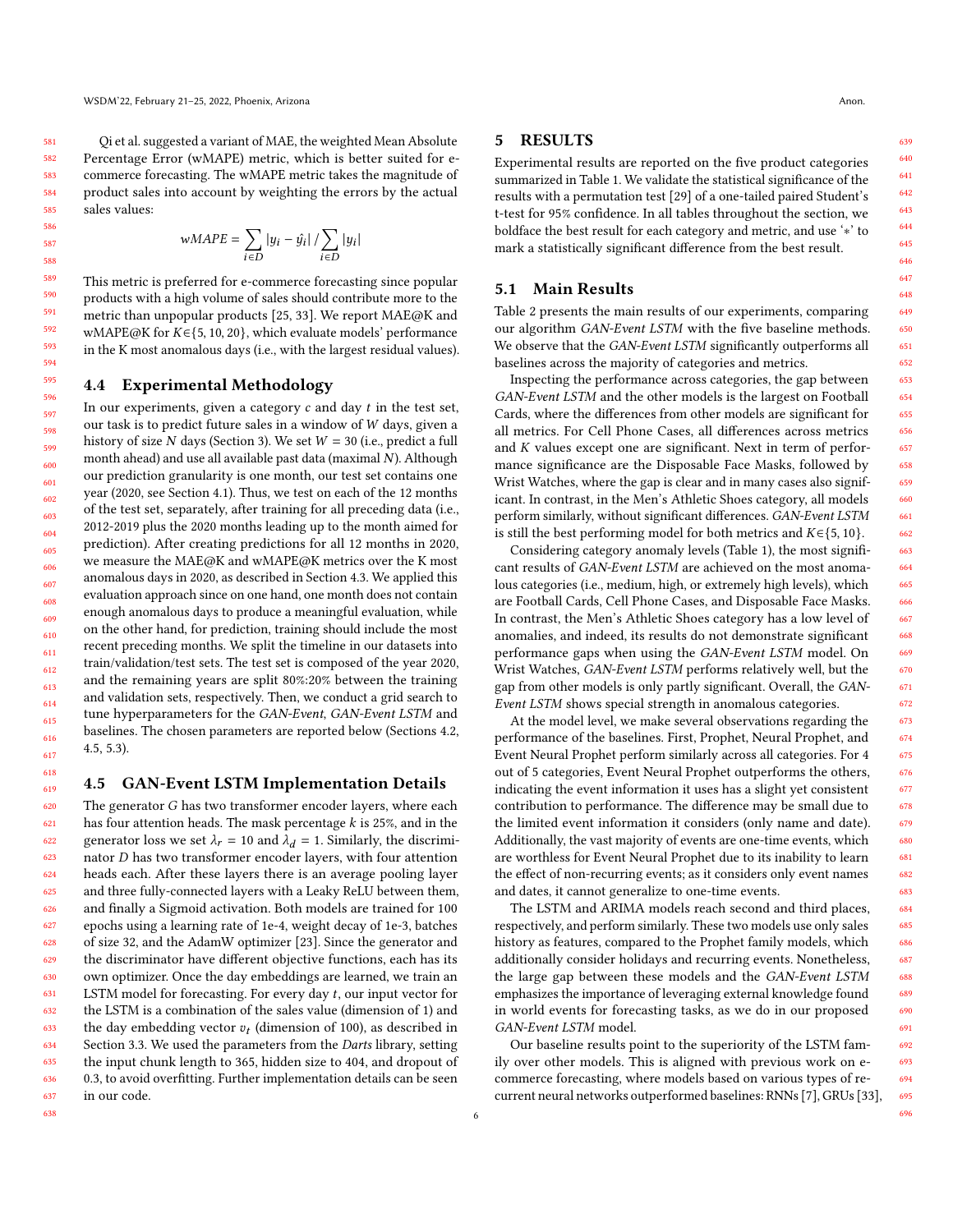Qi et al. suggested a variant of MAE, the weighted Mean Absolute Percentage Error (wMAPE) metric, which is better suited for e-commerce forecasting. The wMAPE metric takes the magnitude of product sales into account by weighting the errors by the actual sales values:

$$wMAPE = \sum_{i \in D} |y_i - \hat{y_i}| \,/ \sum_{i \in D} |y_i|$$

This metric is preferred for e-commerce forecasting since popular products with a high volume of sales should contribute more to the metric than unpopular products [25, 33]. We report MAE@K and wMAPE@K for $K \in \{5, 10, 20\}$, which evaluate models' performance in the K most anomalous days (i.e., with the largest residual values).

### 4.4 Experimental Methodology

In our experiments, given a category $c$ and day $t$ in the test set, our task is to predict future sales in a window of $W$ days, given a history of size $N$ days (Section 3). We set $W = 30$ (i.e., predict a full month ahead) and use all available past data (maximal $N$). Although our prediction granularity is one month, our test set contains one year (2020, see Section 4.1). Thus, we test on each of the 12 months of the test set, separately, after training for all preceding data (i.e., 2012-2019 plus the 2020 months leading up to the month aimed for prediction). After creating predictions for all 12 months in 2020, we measure the MAE@K and wMAPE@K metrics over the K most anomalous days in 2020, as described in Section 4.3. We applied this evaluation approach since on one hand, one month does not contain enough anomalous days to produce a meaningful evaluation, while on the other hand, for prediction, training should include the most recent preceding months. We split the timeline in our datasets into train/validation/test sets. The test set is composed of the year 2020, and the remaining years are split 80%:20% between the training and validation sets, respectively. Then, we conduct a grid search to tune hyperparameters for the *GAN-Event*, *GAN-Event LSTM* and baselines. The chosen parameters are reported below (Sections 4.2, 4.5, 5.3).

### 4.5 GAN-Event LSTM Implementation Details

The generator $G$ has two transformer encoder layers, where each has four attention heads. The mask percentage $k$ is 25%, and in the generator loss we set $\lambda_r = 10$ and $\lambda_d = 1$. Similarly, the discriminator $D$ has two transformer encoder layers, with four attention heads each. After these layers there is an average pooling layer and three fully-connected layers with a Leaky ReLU between them, and finally a Sigmoid activation. Both models are trained for 100 epochs using a learning rate of 1e-4, weight decay of 1e-3, batches of size 32, and the AdamW optimizer [23]. Since the generator and the discriminator have different objective functions, each has its own optimizer. Once the day embeddings are learned, we train an LSTM model for forecasting. For every day $t$, our input vector for the LSTM is a combination of the sales value (dimension of 1) and the day embedding vector $v_t$ (dimension of 100), as described in Section 3.3. We used the parameters from the *Darts* library, setting the input chunk length to 365, hidden size to 404, and dropout of 0.3, to avoid overfitting. Further implementation details can be seen in our code.

## 5 RESULTS

Experimental results are reported on the five product categories summarized in Table 1. We validate the statistical significance of the results with a permutation test [29] of a one-tailed paired Student's t-test for 95% confidence. In all tables throughout the section, we boldface the best result for each category and metric, and use '∗' to mark a statistically significant difference from the best result.

### 5.1 Main Results

Table 2 presents the main results of our experiments, comparing our algorithm *GAN-Event LSTM* with the five baseline methods. We observe that the *GAN-Event LSTM* significantly outperforms all baselines across the majority of categories and metrics.

Inspecting the performance across categories, the gap between *GAN-Event LSTM* and the other models is the largest on Football Cards, where the differences from other models are significant for all metrics. For Cell Phone Cases, all differences across metrics and $K$ values except one are significant. Next in term of performance significance are the Disposable Face Masks, followed by Wrist Watches, where the gap is clear and in many cases also significant. In contrast, in the Men's Athletic Shoes category, all models perform similarly, without significant differences. *GAN-Event LSTM* is still the best performing model for both metrics and $K \in \{5, 10\}$.

Considering category anomaly levels (Table 1), the most significant results of *GAN-Event LSTM* are achieved on the most anomalous categories (i.e., medium, high, or extremely high levels), which are Football Cards, Cell Phone Cases, and Disposable Face Masks. In contrast, the Men's Athletic Shoes category has a low level of anomalies, and indeed, its results do not demonstrate significant performance gaps when using the *GAN-Event LSTM* model. On Wrist Watches, *GAN-Event LSTM* performs relatively well, but the gap from other models is only partly significant. Overall, the *GAN-Event LSTM* shows special strength in anomalous categories.

At the model level, we make several observations regarding the performance of the baselines. First, Prophet, Neural Prophet, and Event Neural Prophet perform similarly across all categories. For 4 out of 5 categories, Event Neural Prophet outperforms the others, indicating the event information it uses has a slight yet consistent contribution to performance. The difference may be small due to the limited event information it considers (only name and date). Additionally, the vast majority of events are one-time events, which are worthless for Event Neural Prophet due to its inability to learn the effect of non-recurring events; as it considers only event names and dates, it cannot generalize to one-time events.

The LSTM and ARIMA models reach second and third places, respectively, and perform similarly. These two models use only sales history as features, compared to the Prophet family models, which additionally consider holidays and recurring events. Nonetheless, the large gap between these models and the *GAN-Event LSTM* emphasizes the importance of leveraging external knowledge found in world events for forecasting tasks, as we do in our proposed *GAN-Event LSTM* model.

Our baseline results point to the superiority of the LSTM family over other models. This is aligned with previous work on e-commerce forecasting, where models based on various types of recurrent neural networks outperformed baselines: RNNs [7], GRUs [33],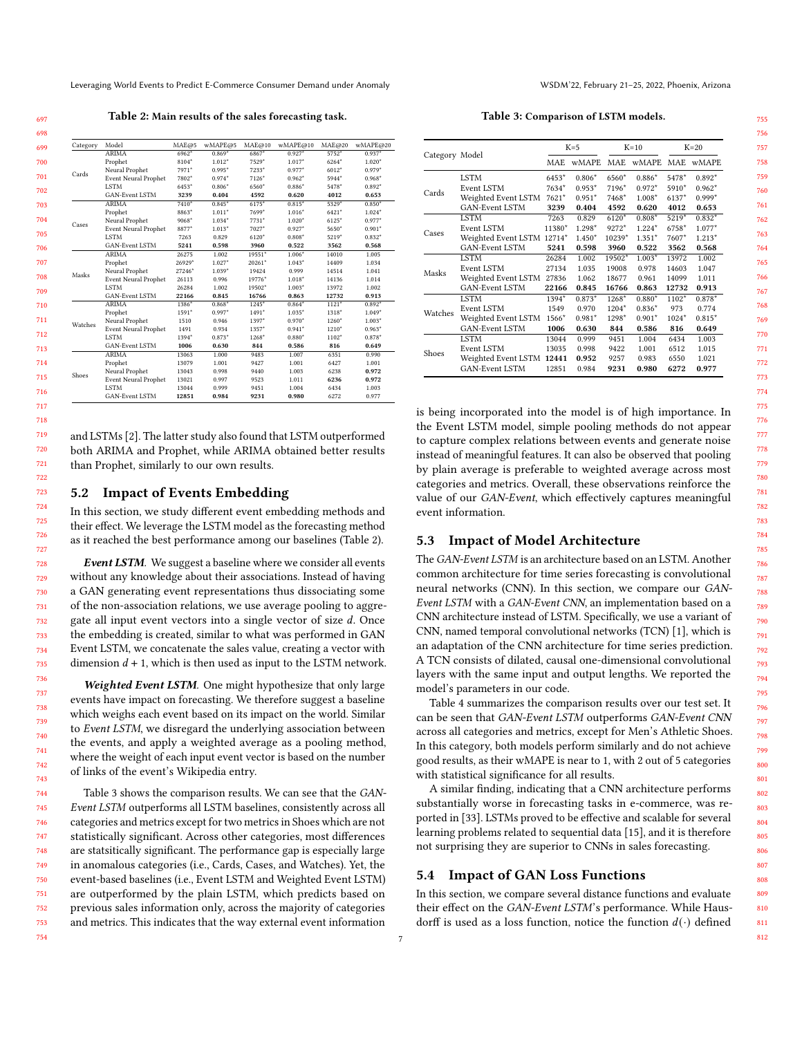**Table 2: Main results of the sales forecasting task.**

| Category | Model | MAE@5 | wMAPE@5 | MAE@10 | wMAPE@10 | MAE@20 | wMAPE@20 |
|---|---|---|---|---|---|---|---|
| Cards | ARIMA | 6962* | 0.869* | 6867* | 0.927* | 5752* | 0.937* |
| | Prophet | 8104* | 1.012* | 7529* | 1.017* | 6264* | 1.020* |
| | Neural Prophet | 7971* | 0.995* | 7233* | 0.977* | 6012* | 0.979* |
| | Event Neural Prophet | 7802* | 0.974* | 7126* | 0.962* | 5944* | 0.968* |
| | LSTM | 6453* | 0.806* | 6560* | 0.886* | 5478* | 0.892* |
| | GAN-Event LSTM | **3239** | **0.404** | **4592** | **0.620** | **4012** | **0.653** |
| Cases | ARIMA | 7410* | 0.845* | 6175* | 0.815* | 5329* | 0.850* |
| | Prophet | 8863* | 1.011* | 7699* | 1.016* | 6421* | 1.024* |
| | Neural Prophet | 9068* | 1.034* | 7731* | 1.020* | 6125* | 0.977* |
| | Event Neural Prophet | 8877* | 1.013* | 7027* | 0.927* | 5650* | 0.901* |
| | LSTM | 7263 | 0.829 | 6120* | 0.808* | 5219* | 0.832* |
| | GAN-Event LSTM | **5241** | **0.598** | **3960** | **0.522** | **3562** | **0.568** |
| Masks | ARIMA | 26275 | 1.002 | 19551* | 1.006* | 14010 | 1.005 |
| | Prophet | 26929* | 1.027* | 20261* | 1.043* | 14409 | 1.034 |
| | Neural Prophet | 27246* | 1.039* | 19424 | 0.999 | 14514 | 1.041 |
| | Event Neural Prophet | 26113 | 0.996 | 19776* | 1.018* | 14136 | 1.014 |
| | LSTM | 26284 | 1.002 | 19502* | 1.003* | 13972 | 1.002 |
| | GAN-Event LSTM | **22166** | **0.845** | **16766** | **0.863** | **12732** | **0.913** |
| Watches | ARIMA | 1386* | 0.868* | 1245* | 0.864* | 1121* | 0.892* |
| | Prophet | 1591* | 0.997* | 1491* | 1.035* | 1318* | 1.049* |
| | Neural Prophet | 1510 | 0.946 | 1397* | 0.970* | 1260* | 1.003* |
| | Event Neural Prophet | 1491 | 0.934 | 1357* | 0.941* | 1210* | 0.963* |
| | LSTM | 1394* | 0.873* | 1268* | 0.880* | 1102* | 0.878* |
| | GAN-Event LSTM | **1006** | **0.630** | **844** | **0.586** | **816** | **0.649** |
| Shoes | ARIMA | 13063 | 1.000 | 9483 | 1.007 | 6351 | 0.990 |
| | Prophet | 13079 | 1.001 | 9427 | 1.001 | 6427 | 1.001 |
| | Neural Prophet | 13043 | 0.998 | 9440 | 1.003 | 6238 | **0.972** |
| | Event Neural Prophet | 13021 | 0.997 | 9523 | 1.011 | **6236** | **0.972** |
| | LSTM | 13044 | 0.999 | 9451 | 1.004 | 6434 | 1.003 |
| | GAN-Event LSTM | **12851** | **0.984** | **9231** | **0.980** | 6272 | 0.977 |

and LSTMs [2]. The latter study also found that LSTM outperformed both ARIMA and Prophet, while ARIMA obtained better results than Prophet, similarly to our own results.

## 5.2 Impact of Events Embedding

In this section, we study different event embedding methods and their effect. We leverage the LSTM model as the forecasting method as it reached the best performance among our baselines (Table 2).

***Event LSTM***. We suggest a baseline where we consider all events without any knowledge about their associations. Instead of having a GAN generating event representations thus dissociating some of the non-association relations, we use average pooling to aggregate all input event vectors into a single vector of size $d$. Once the embedding is created, similar to what was performed in GAN Event LSTM, we concatenate the sales value, creating a vector with dimension $d + 1$, which is then used as input to the LSTM network.

***Weighted Event LSTM***. One might hypothesize that only large events have impact on forecasting. We therefore suggest a baseline which weighs each event based on its impact on the world. Similar to *Event LSTM*, we disregard the underlying association between the events, and apply a weighted average as a pooling method, where the weight of each input event vector is based on the number of links of the event's Wikipedia entry.

Table 3 shows the comparison results. We can see that the *GAN-Event LSTM* outperforms all LSTM baselines, consistently across all categories and metrics except for two metrics in Shoes which are not statistically significant. Across other categories, most differences are statsitically significant. The performance gap is especially large in anomalous categories (i.e., Cards, Cases, and Watches). Yet, the event-based baselines (i.e., Event LSTM and Weighted Event LSTM) are outperformed by the plain LSTM, which predicts based on previous sales information only, across the majority of categories and metrics. This indicates that the way external event information is being incorporated into the model is of high importance. In the Event LSTM model, simple pooling methods do not appear to capture complex relations between events and generate noise instead of meaningful features. It can also be observed that pooling by plain average is preferable to weighted average across most categories and metrics. Overall, these observations reinforce the value of our *GAN-Event*, which effectively captures meaningful event information.

**Table 3: Comparison of LSTM models.**

| Category | Model | K=5 | | K=10 | | K=20 | |
|---|---|---|---|---|---|---|---|
| | | MAE | wMAPE | MAE | wMAPE | MAE | wMAPE |
| Cards | LSTM | 6453* | 0.806* | 6560* | 0.886* | 5478* | 0.892* |
| | Event LSTM | 7634* | 0.953* | 7196* | 0.972* | 5910* | 0.962* |
| | Weighted Event LSTM | 7621* | 0.951* | 7468* | 1.008* | 6137* | 0.999* |
| | GAN-Event LSTM | **3239** | **0.404** | **4592** | **0.620** | **4012** | **0.653** |
| Cases | LSTM | 7263 | 0.829 | 6120* | 0.808* | 5219* | 0.832* |
| | Event LSTM | 11380* | 1.298* | 9272* | 1.224* | 6758* | 1.077* |
| | Weighted Event LSTM | 12714* | 1.450* | 10239* | 1.351* | 7607* | 1.213* |
| | GAN-Event LSTM | **5241** | **0.598** | **3960** | **0.522** | **3562** | **0.568** |
| Masks | LSTM | 26284 | 1.002 | 19502* | 1.003* | 13972 | 1.002 |
| | Event LSTM | 27134 | 1.035 | 19008 | 0.978 | 14603 | 1.047 |
| | Weighted Event LSTM | 27836 | 1.062 | 18677 | 0.961 | 14099 | 1.011 |
| | GAN-Event LSTM | **22166** | **0.845** | **16766** | **0.863** | **12732** | **0.913** |
| Watches | LSTM | 1394* | 0.873* | 1268* | 0.880* | 1102* | 0.878* |
| | Event LSTM | 1549 | 0.970 | 1204* | 0.836* | 973 | 0.774 |
| | Weighted Event LSTM | 1566* | 0.981* | 1298* | 0.901* | 1024* | 0.815* |
| | GAN-Event LSTM | **1006** | **0.630** | **844** | **0.586** | **816** | **0.649** |
| Shoes | LSTM | 13044 | 0.999 | 9451 | 1.004 | 6434 | 1.003 |
| | Event LSTM | 13035 | 0.998 | 9422 | 1.001 | 6512 | 1.015 |
| | Weighted Event LSTM | **12441** | **0.952** | 9257 | 0.983 | 6550 | 1.021 |
| | GAN-Event LSTM | 12851 | 0.984 | **9231** | **0.980** | **6272** | **0.977** |

## 5.3 Impact of Model Architecture

The *GAN-Event LSTM* is an architecture based on an LSTM. Another common architecture for time series forecasting is convolutional neural networks (CNN). In this section, we compare our *GAN-Event LSTM* with a *GAN-Event CNN*, an implementation based on a CNN architecture instead of LSTM. Specifically, we use a variant of CNN, named temporal convolutional networks (TCN) [1], which is an adaptation of the CNN architecture for time series prediction. A TCN consists of dilated, causal one-dimensional convolutional layers with the same input and output lengths. We reported the model's parameters in our code.

Table 4 summarizes the comparison results over our test set. It can be seen that *GAN-Event LSTM* outperforms *GAN-Event CNN* across all categories and metrics, except for Men's Athletic Shoes. In this category, both models perform similarly and do not achieve good results, as their wMAPE is near to 1, with 2 out of 5 categories with statistical significance for all results.

A similar finding, indicating that a CNN architecture performs substantially worse in forecasting tasks in e-commerce, was reported in [33]. LSTMs proved to be effective and scalable for several learning problems related to sequential data [15], and it is therefore not surprising they are superior to CNNs in sales forecasting.

## 5.4 Impact of GAN Loss Functions

In this section, we compare several distance functions and evaluate their effect on the *GAN-Event LSTM*'s performance. While Hausdorff is used as a loss function, notice the function $d(\cdot)$ defined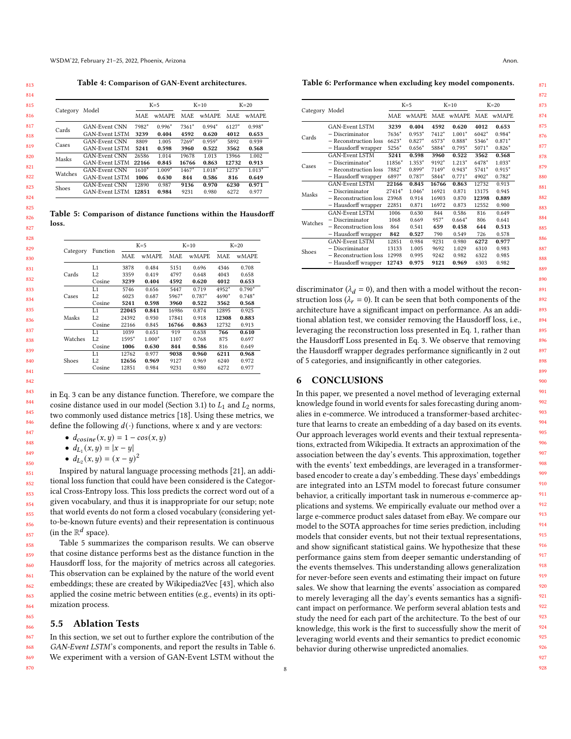**Table 4: Comparison of GAN-Event architectures.**

| Category | Model | K=5 | | K=10 | | K=20 | |
|---|---|---|---|---|---|---|---|
| | | MAE | wMAPE | MAE | wMAPE | MAE | wMAPE |
| Cards | GAN-Event CNN | 7982* | 0.996* | 7361* | 0.994* | 6127* | 0.998* |
| | GAN-Event LSTM | **3239** | **0.404** | **4592** | **0.620** | **4012** | **0.653** |
| Cases | GAN-Event CNN | 8809 | 1.005 | 7269* | 0.959* | 5892 | 0.939 |
| | GAN-Event LSTM | **5241** | **0.598** | **3960** | **0.522** | **3562** | **0.568** |
| Masks | GAN-Event CNN | 26586 | 1.014 | 19678 | 1.013 | 13966 | 1.002 |
| | GAN-Event LSTM | **22166** | **0.845** | **16766** | **0.863** | **12732** | **0.913** |
| Watches | GAN-Event CNN | 1610* | 1.009* | 1467* | 1.018* | 1273* | 1.013* |
| | GAN-Event LSTM | **1006** | **0.630** | **844** | **0.586** | **816** | **0.649** |
| Shoes | GAN-Event CNN | 12890 | 0.987 | **9136** | **0.970** | **6230** | **0.971** |
| | GAN-Event LSTM | **12851** | **0.984** | 9231 | 0.980 | 6272 | 0.977 |

**Table 5: Comparison of distance functions within the Hausdorff loss.**

| Category | Function | K=5 | | K=10 | | K=20 | |
|---|---|---|---|---|---|---|---|
| | | MAE | wMAPE | MAE | wMAPE | MAE | wMAPE |
| Cards | L1 | 3878 | 0.484 | 5151 | 0.696 | 4346 | 0.708 |
| | L2 | 3359 | 0.419 | 4797 | 0.648 | 4043 | 0.658 |
| | Cosine | **3239** | **0.404** | **4592** | **0.620** | **4012** | **0.653** |
| Cases | L1 | 5746 | 0.656 | 5447 | 0.719 | 4952* | 0.790* |
| | L2 | 6023 | 0.687 | 5967* | 0.787* | 4690* | 0.748* |
| | Cosine | **5241** | **0.598** | **3960** | **0.522** | **3562** | **0.568** |
| Masks | L1 | **22045** | **0.841** | 16986 | 0.874 | 12895 | 0.925 |
| | L2 | 24392 | 0.930 | 17841 | 0.918 | **12308** | **0.883** |
| | Cosine | 22166 | 0.845 | **16766** | **0.863** | 12732 | 0.913 |
| Watches | L1 | 1039 | 0.651 | 919 | 0.638 | **766** | **0.610** |
| | L2 | 1595* | 1.000* | 1107 | 0.768 | 875 | 0.697 |
| | Cosine | **1006** | **0.630** | **844** | **0.586** | 816 | 0.649 |
| Shoes | L1 | 12762 | 0.977 | **9038** | **0.960** | **6211** | **0.968** |
| | L2 | **12656** | **0.969** | 9127 | 0.969 | 6240 | 0.972 |
| | Cosine | 12851 | 0.984 | 9231 | 0.980 | 6272 | 0.977 |

in Eq. 3 can be any distance function. Therefore, we compare the cosine distance used in our model (Section 3.1) to $L_1$ and $L_2$ norms, two commonly used distance metrics [18]. Using these metrics, we define the following $d(\cdot)$ functions, where x and y are vectors:

- $d_{cosine}(x, y) = 1 - cos(x, y)$
- $d_{L_1}(x, y) = |x - y|$
- $d_{L_2}(x, y) = (x - y)^2$

Inspired by natural language processing methods [21], an additional loss function that could have been considered is the Categorical Cross-Entropy loss. This loss predicts the correct word out of a given vocabulary, and thus it is inappropriate for our setup; note that world events do not form a closed vocabulary (considering yet-to-be-known future events) and their representation is continuous (in the $\mathbb{R}^d$ space).

Table 5 summarizes the comparison results. We can observe that cosine distance performs best as the distance function in the Hausdorff loss, for the majority of metrics across all categories. This observation can be explained by the nature of the world event embeddings; these are created by Wikipedia2Vec [43], which also applied the cosine metric between entities (e.g., events) in its optimization process.

## 5.5 Ablation Tests

In this section, we set out to further explore the contribution of the *GAN-Event LSTM*'s components, and report the results in Table 6. We experiment with a version of GAN-Event LSTM without the discriminator ($\lambda_d = 0$), and then with a model without the reconstruction loss ($\lambda_r = 0$). It can be seen that both components of the architecture have a significant impact on performance. As an additional ablation test, we consider removing the Hausdorff loss, i.e., leveraging the reconstruction loss presented in Eq. 1, rather than the Hausdorff Loss presented in Eq. 3. We observe that removing the Hausdorff wrapper degrades performance significantly in 2 out of 5 categories, and insignificantly in other categories.

**Table 6: Performance when excluding key model components.**

| Category | Model | K=5 | | K=10 | | K=20 | |
|---|---|---|---|---|---|---|---|
| | | MAE | wMAPE | MAE | wMAPE | MAE | wMAPE |
| Cards | GAN-Event LSTM | **3239** | **0.404** | **4592** | **0.620** | **4012** | **0.653** |
| | − Discriminator | 7636* | 0.953* | 7412* | 1.001* | 6042* | 0.984* |
| | − Reconstruction loss | 6623* | 0.827* | 6573* | 0.888* | 5346* | 0.871* |
| | − Hausdorff wrapper | 5256* | 0.656* | 5884* | 0.795* | 5071* | 0.826* |
| Cases | GAN-Event LSTM | **5241** | **0.598** | **3960** | **0.522** | **3562** | **0.568** |
| | − Discriminator* | 11856* | 1.353* | 9192* | 1.213* | 6478* | 1.033* |
| | − Reconstruction loss | 7882* | 0.899* | 7149* | 0.943* | 5741* | 0.915* |
| | − Hausdorff wrapper | 6897* | 0.787* | 5844* | 0.771* | 4902* | 0.782* |
| Masks | GAN-Event LSTM | **22166** | **0.845** | **16766** | **0.863** | 12732 | 0.913 |
| | − Discriminator | 27414* | 1.046* | 16921 | 0.871 | 13175 | 0.945 |
| | − Reconstruction loss | 23968 | 0.914 | 16903 | 0.870 | **12398** | **0.889** |
| | − Hausdorff wrapper | 22851 | 0.871 | 16972 | 0.873 | 12552 | 0.900 |
| Watches | GAN-Event LSTM | 1006 | 0.630 | 844 | 0.586 | 816 | 0.649 |
| | − Discriminator | 1068 | 0.669 | 957* | 0.664* | 806 | 0.641 |
| | − Reconstruction loss | 864 | 0.541 | **659** | **0.458** | **644** | **0.513** |
| | − Hausdorff wrapper | **842** | **0.527** | 790 | 0.549 | 726 | 0.578 |
| Shoes | GAN-Event LSTM | 12851 | 0.984 | 9231 | 0.980 | **6272** | **0.977** |
| | − Discriminator | 13133 | 1.005 | 9692 | 1.029 | 6310 | 0.983 |
| | − Reconstruction loss | 12998 | 0.995 | 9242 | 0.982 | 6322 | 0.985 |
| | − Hausdorff wrapper | **12743** | **0.975** | **9121** | **0.969** | 6303 | 0.982 |

# 6 CONCLUSIONS

In this paper, we presented a novel method of leveraging external knowledge found in world events for sales forecasting during anomalies in e-commerce. We introduced a transformer-based architecture that learns to create an embedding of a day based on its events. Our approach leverages world events and their textual representations, extracted from Wikipedia. It extracts an approximation of the association between the day's events. This approximation, together with the events' text embeddings, are leveraged in a transformer-based encoder to create a day's embedding. These days' embeddings are integrated into an LSTM model to forecast future consumer behavior, a critically important task in numerous e-commerce applications and systems. We empirically evaluate our method over a large e-commerce product sales dataset from eBay. We compare our model to the SOTA approaches for time series prediction, including models that consider events, but not their textual representations, and show significant statistical gains. We hypothesize that these performance gains stem from deeper semantic understanding of the events themselves. This understanding allows generalization for never-before seen events and estimating their impact on future sales. We show that learning the events' association as compared to merely leveraging all the day's events semantics has a significant impact on performance. We perform several ablation tests and study the need for each part of the architecture. To the best of our knowledge, this work is the first to successfully show the merit of leveraging world events and their semantics to predict economic behavior during otherwise unpredicted anomalies.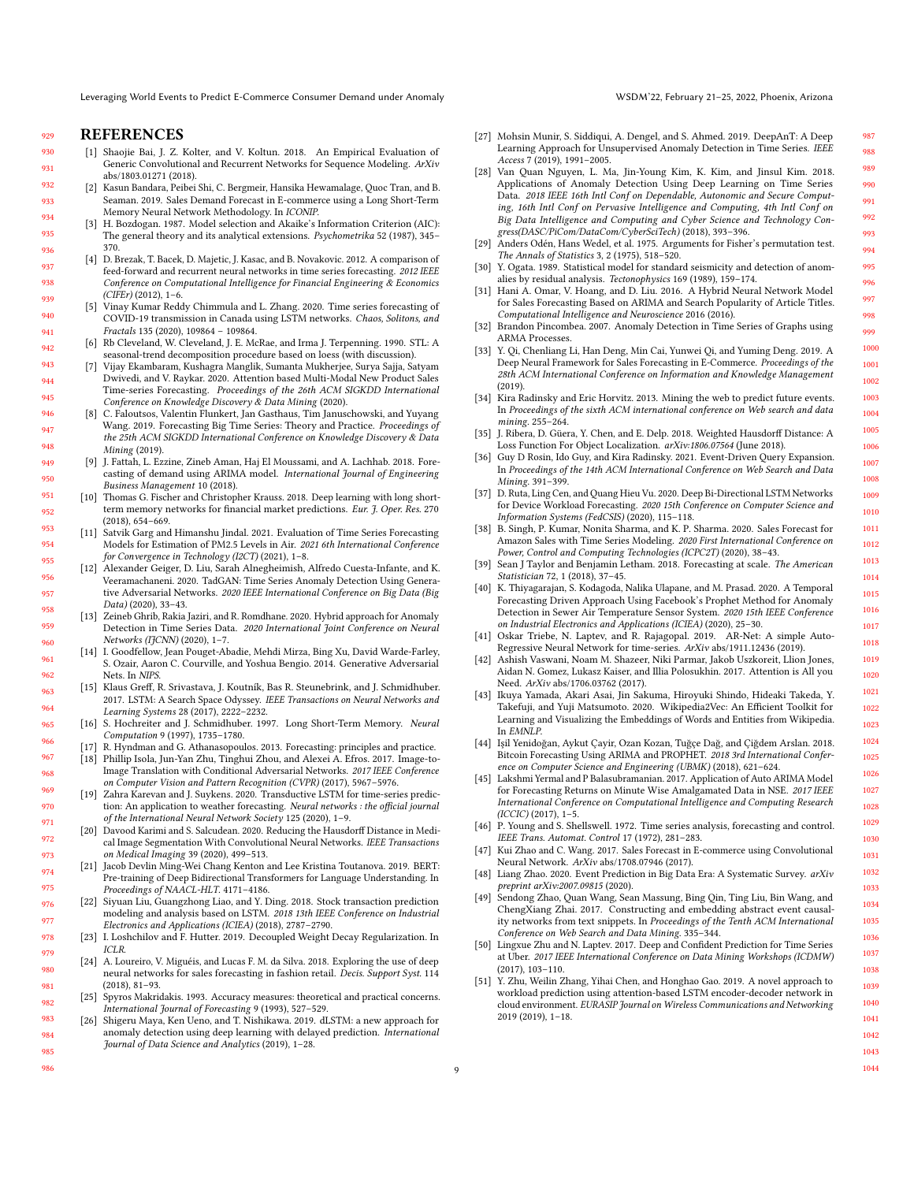# REFERENCES

[1] Shaojie Bai, J. Z. Kolter, and V. Koltun. 2018. An Empirical Evaluation of Generic Convolutional and Recurrent Networks for Sequence Modeling. *ArXiv* abs/1803.01271 (2018).

[2] Kasun Bandara, Peibei Shi, C. Bergmeir, Hansika Hewamalage, Quoc Tran, and B. Seaman. 2019. Sales Demand Forecast in E-commerce using a Long Short-Term Memory Neural Network Methodology. In *ICONIP*.

[3] H. Bozdogan. 1987. Model selection and Akaike's Information Criterion (AIC): The general theory and its analytical extensions. *Psychometrika* 52 (1987), 345–370.

[4] D. Brezak, T. Bacek, D. Majetic, J. Kasac, and B. Novakovic. 2012. A comparison of feed-forward and recurrent neural networks in time series forecasting. *2012 IEEE Conference on Computational Intelligence for Financial Engineering & Economics (CIFEr)* (2012), 1–6.

[5] Vinay Kumar Reddy Chimmula and L. Zhang. 2020. Time series forecasting of COVID-19 transmission in Canada using LSTM networks. *Chaos, Solitons, and Fractals* 135 (2020), 109864 – 109864.

[6] Rb Cleveland, W. Cleveland, J. E. McRae, and Irma J. Terpenning. 1990. STL: A seasonal-trend decomposition procedure based on loess (with discussion).

[7] Vijay Ekambaram, Kushagra Manglik, Sumanta Mukherjee, Surya Sajja, Satyam Dwivedi, and V. Raykar. 2020. Attention based Multi-Modal New Product Sales Time-series Forecasting. *Proceedings of the 26th ACM SIGKDD International Conference on Knowledge Discovery & Data Mining* (2020).

[8] C. Faloutsos, Valentin Flunkert, Jan Gasthaus, Tim Januschowski, and Yuyang Wang. 2019. Forecasting Big Time Series: Theory and Practice. *Proceedings of the 25th ACM SIGKDD International Conference on Knowledge Discovery & Data Mining* (2019).

[9] J. Fattah, L. Ezzine, Zineb Aman, Haj El Moussami, and A. Lachhab. 2018. Forecasting of demand using ARIMA model. *International Journal of Engineering Business Management* 10 (2018).

[10] Thomas G. Fischer and Christopher Krauss. 2018. Deep learning with long short-term memory networks for financial market predictions. *Eur. J. Oper. Res.* 270 (2018), 654–669.

[11] Satvik Garg and Himanshu Jindal. 2021. Evaluation of Time Series Forecasting Models for Estimation of PM2.5 Levels in Air. *2021 6th International Conference for Convergence in Technology (I2CT)* (2021), 1–8.

[12] Alexander Geiger, D. Liu, Sarah Alnegheimish, Alfredo Cuesta-Infante, and K. Veeramachaneni. 2020. TadGAN: Time Series Anomaly Detection Using Generative Adversarial Networks. *2020 IEEE International Conference on Big Data (Big Data)* (2020), 33–43.

[13] Zeineb Ghrib, Rakia Jaziri, and R. Romdhane. 2020. Hybrid approach for Anomaly Detection in Time Series Data. *2020 International Joint Conference on Neural Networks (IJCNN)* (2020), 1–7.

[14] I. Goodfellow, Jean Pouget-Abadie, Mehdi Mirza, Bing Xu, David Warde-Farley, S. Ozair, Aaron C. Courville, and Yoshua Bengio. 2014. Generative Adversarial Nets. In *NIPS*.

[15] Klaus Greff, R. Srivastava, J. Koutník, Bas R. Steunebrink, and J. Schmidhuber. 2017. LSTM: A Search Space Odyssey. *IEEE Transactions on Neural Networks and Learning Systems* 28 (2017), 2222–2232.

[16] S. Hochreiter and J. Schmidhuber. 1997. Long Short-Term Memory. *Neural Computation* 9 (1997), 1735–1780.

[17] R. Hyndman and G. Athanasopoulos. 2013. Forecasting: principles and practice.

[18] Phillip Isola, Jun-Yan Zhu, Tinghui Zhou, and Alexei A. Efros. 2017. Image-to-Image Translation with Conditional Adversarial Networks. *2017 IEEE Conference on Computer Vision and Pattern Recognition (CVPR)* (2017), 5967–5976.

[19] Zahra Karevan and J. Suykens. 2020. Transductive LSTM for time-series prediction: An application to weather forecasting. *Neural networks : the official journal of the International Neural Network Society* 125 (2020), 1–9.

[20] Davood Karimi and S. Salcudean. 2020. Reducing the Hausdorff Distance in Medical Image Segmentation With Convolutional Neural Networks. *IEEE Transactions on Medical Imaging* 39 (2020), 499–513.

[21] Jacob Devlin Ming-Wei Chang Kenton and Lee Kristina Toutanova. 2019. BERT: Pre-training of Deep Bidirectional Transformers for Language Understanding. In *Proceedings of NAACL-HLT*. 4171–4186.

[22] Siyuan Liu, Guangzhong Liao, and Y. Ding. 2018. Stock transaction prediction modeling and analysis based on LSTM. *2018 13th IEEE Conference on Industrial Electronics and Applications (ICIEA)* (2018), 2787–2790.

[23] I. Loshchilov and F. Hutter. 2019. Decoupled Weight Decay Regularization. In *ICLR*.

[24] A. Loureiro, V. Miguéis, and Lucas F. M. da Silva. 2018. Exploring the use of deep neural networks for sales forecasting in fashion retail. *Decis. Support Syst.* 114 (2018), 81–93.

[25] Spyros Makridakis. 1993. Accuracy measures: theoretical and practical concerns. *International Journal of Forecasting* 9 (1993), 527–529.

[26] Shigeru Maya, Ken Ueno, and T. Nishikawa. 2019. dLSTM: a new approach for anomaly detection using deep learning with delayed prediction. *International Journal of Data Science and Analytics* (2019), 1–28.

[27] Mohsin Munir, S. Siddiqui, A. Dengel, and S. Ahmed. 2019. DeepAnT: A Deep Learning Approach for Unsupervised Anomaly Detection in Time Series. *IEEE Access* 7 (2019), 1991–2005.

[28] Van Quan Nguyen, L. Ma, Jin-Young Kim, K. Kim, and Jinsul Kim. 2018. Applications of Anomaly Detection Using Deep Learning on Time Series Data. *2018 IEEE 16th Intl Conf on Dependable, Autonomic and Secure Computing, 16th Intl Conf on Pervasive Intelligence and Computing, 4th Intl Conf on Big Data Intelligence and Computing and Cyber Science and Technology Congress(DASC/PiCom/DataCom/CyberSciTech)* (2018), 393–396.

[29] Anders Odén, Hans Wedel, et al. 1975. Arguments for Fisher's permutation test. *The Annals of Statistics* 3, 2 (1975), 518–520.

[30] Y. Ogata. 1989. Statistical model for standard seismicity and detection of anomalies by residual analysis. *Tectonophysics* 169 (1989), 159–174.

[31] Hani A. Omar, V. Hoang, and D. Liu. 2016. A Hybrid Neural Network Model for Sales Forecasting Based on ARIMA and Search Popularity of Article Titles. *Computational Intelligence and Neuroscience* 2016 (2016).

[32] Brandon Pincombea. 2007. Anomaly Detection in Time Series of Graphs using ARMA Processes.

[33] Y. Qi, Chenliang Li, Han Deng, Min Cai, Yunwei Qi, and Yuming Deng. 2019. A Deep Neural Framework for Sales Forecasting in E-Commerce. *Proceedings of the 28th ACM International Conference on Information and Knowledge Management* (2019).

[34] Kira Radinsky and Eric Horvitz. 2013. Mining the web to predict future events. In *Proceedings of the sixth ACM international conference on Web search and data mining*. 255–264.

[35] J. Ribera, D. Güera, Y. Chen, and E. Delp. 2018. Weighted Hausdorff Distance: A Loss Function For Object Localization. *arXiv:1806.07564* (June 2018).

[36] Guy D Rosin, Ido Guy, and Kira Radinsky. 2021. Event-Driven Query Expansion. In *Proceedings of the 14th ACM International Conference on Web Search and Data Mining*. 391–399.

[37] D. Ruta, Ling Cen, and Quang Hieu Vu. 2020. Deep Bi-Directional LSTM Networks for Device Workload Forecasting. *2020 15th Conference on Computer Science and Information Systems (FedCSIS)* (2020), 115–118.

[38] B. Singh, P. Kumar, Nonita Sharma, and K. P. Sharma. 2020. Sales Forecast for Amazon Sales with Time Series Modeling. *2020 First International Conference on Power, Control and Computing Technologies (ICPC2T)* (2020), 38–43.

[39] Sean J Taylor and Benjamin Letham. 2018. Forecasting at scale. *The American Statistician* 72, 1 (2018), 37–45.

[40] K. Thiyagarajan, S. Kodagoda, Nalika Ulapane, and M. Prasad. 2020. A Temporal Forecasting Driven Approach Using Facebook's Prophet Method for Anomaly Detection in Sewer Air Temperature Sensor System. *2020 15th IEEE Conference on Industrial Electronics and Applications (ICIEA)* (2020), 25–30.

[41] Oskar Triebe, N. Laptev, and R. Rajagopal. 2019. AR-Net: A simple Auto-Regressive Neural Network for time-series. *ArXiv* abs/1911.12436 (2019).

[42] Ashish Vaswani, Noam M. Shazeer, Niki Parmar, Jakob Uszkoreit, Llion Jones, Aidan N. Gomez, Lukasz Kaiser, and Illia Polosukhin. 2017. Attention is All you Need. *ArXiv* abs/1706.03762 (2017).

[43] Ikuya Yamada, Akari Asai, Jin Sakuma, Hiroyuki Shindo, Hideaki Takeda, Y. Takefuji, and Yuji Matsumoto. 2020. Wikipedia2Vec: An Efficient Toolkit for Learning and Visualizing the Embeddings of Words and Entities from Wikipedia. In *EMNLP*.

[44] Işil Yenidoğan, Aykut Çayir, Ozan Kozan, Tuğçe Dağ, and Çiğdem Arslan. 2018. Bitcoin Forecasting Using ARIMA and PROPHET. *2018 3rd International Conference on Computer Science and Engineering (UBMK)* (2018), 621–624.

[45] Lakshmi Yermal and P Balasubramanian. 2017. Application of Auto ARIMA Model for Forecasting Returns on Minute Wise Amalgamated Data in NSE. *2017 IEEE International Conference on Computational Intelligence and Computing Research (ICCIC)* (2017), 1–5.

[46] P. Young and S. Shellswell. 1972. Time series analysis, forecasting and control. *IEEE Trans. Automat. Control* 17 (1972), 281–283.

[47] Kui Zhao and C. Wang. 2017. Sales Forecast in E-commerce using Convolutional Neural Network. *ArXiv* abs/1708.07946 (2017).

[48] Liang Zhao. 2020. Event Prediction in Big Data Era: A Systematic Survey. *arXiv preprint arXiv:2007.09815* (2020).

[49] Sendong Zhao, Quan Wang, Sean Massung, Bing Qin, Ting Liu, Bin Wang, and ChengXiang Zhai. 2017. Constructing and embedding abstract event causality networks from text snippets. In *Proceedings of the Tenth ACM International Conference on Web Search and Data Mining*. 335–344.

[50] Lingxue Zhu and N. Laptev. 2017. Deep and Confident Prediction for Time Series at Uber. *2017 IEEE International Conference on Data Mining Workshops (ICDMW)* (2017), 103–110.

[51] Y. Zhu, Weilin Zhang, Yihai Chen, and Honghao Gao. 2019. A novel approach to workload prediction using attention-based LSTM encoder-decoder network in cloud environment. *EURASIP Journal on Wireless Communications and Networking* 2019 (2019), 1–18.